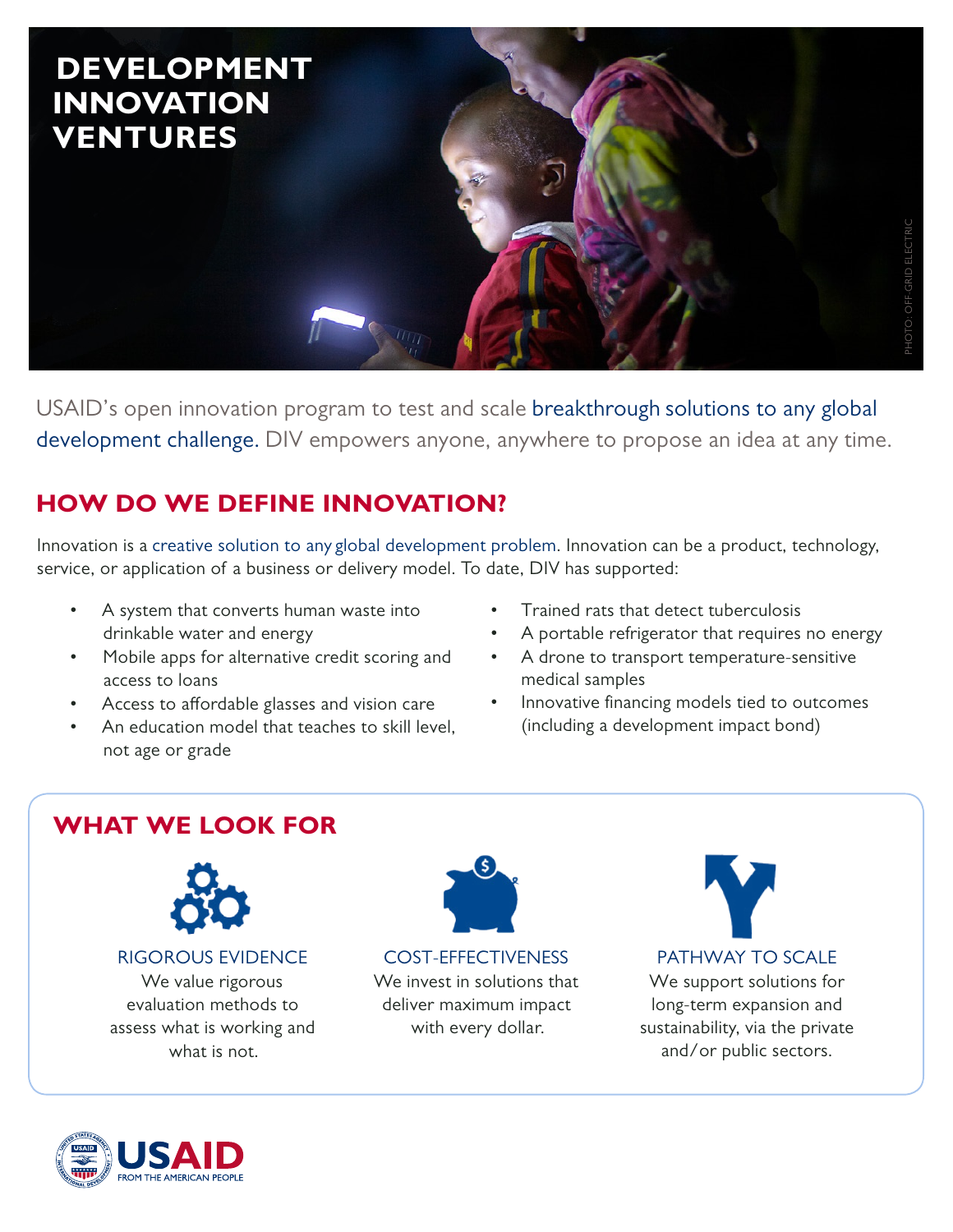# DEVELOPMENT INNOVATION VENTURES

PHOTO: OFF-GRID ELECTRIC

USAID's open innovation program to test and scale breakthrough solutions to any global development challenge. DIV empowers anyone, anywhere to propose an idea at any time.

## HOW DO WE DEFINE INNOVATION?

Innovation is a creative solution to any global development problem. Innovation can be a product, technology, service, or application of a business or delivery model. To date, DIV has supported:

- A system that converts human waste into drinkable water and energy
- Mobile apps for alternative credit scoring and access to loans
- Access to affordable glasses and vision care
- An education model that teaches to skill level, not age or grade
- Trained rats that detect tuberculosis
- A portable refrigerator that requires no energy
- A drone to transport temperature-sensitive medical samples
- Innovative financing models tied to outcomes (including a development impact bond)

## WHAT WE LOOK FOR

### RIGOROUS EVIDENCE

We value rigorous evaluation methods to assess what is working and what is not.

### COST-EFFECTIVENESS

We invest in solutions that deliver maximum impact with every dollar.

### PATHWAY TO SCALE

We support solutions for long-term expansion and sustainability, via the private and/or public sectors.

USAID
FROM THE AMERICAN PEOPLE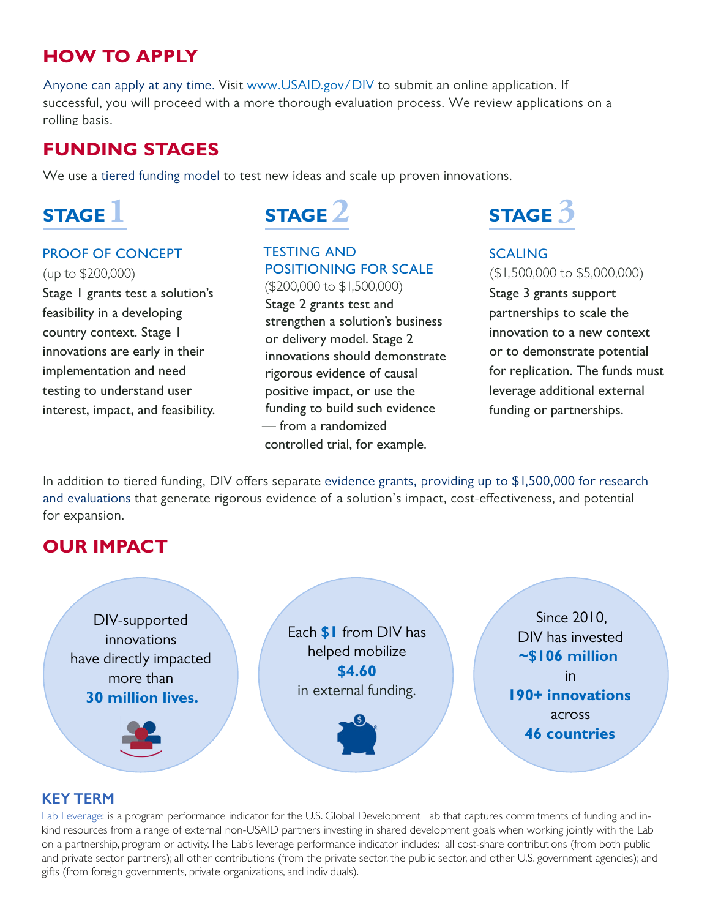## HOW TO APPLY

Anyone can apply at any time. Visit www.USAID.gov/DIV to submit an online application. If successful, you will proceed with a more thorough evaluation process. We review applications on a rolling basis.

## FUNDING STAGES

We use a tiered funding model to test new ideas and scale up proven innovations.

### STAGE 1

**PROOF OF CONCEPT**

(up to $200,000)

Stage 1 grants test a solution's feasibility in a developing country context. Stage 1 innovations are early in their implementation and need testing to understand user interest, impact, and feasibility.

### STAGE 2

**TESTING AND POSITIONING FOR SCALE**

($200,000 to $1,500,000)

Stage 2 grants test and strengthen a solution's business or delivery model. Stage 2 innovations should demonstrate rigorous evidence of causal positive impact, or use the funding to build such evidence — from a randomized controlled trial, for example.

### STAGE 3

**SCALING**

($1,500,000 to $5,000,000)

Stage 3 grants support partnerships to scale the innovation to a new context or to demonstrate potential for replication. The funds must leverage additional external funding or partnerships.

In addition to tiered funding, DIV offers separate evidence grants, providing up to $1,500,000 for research and evaluations that generate rigorous evidence of a solution's impact, cost-effectiveness, and potential for expansion.

## OUR IMPACT

DIV-supported innovations have directly impacted more than **30 million lives.**

Each **$1** from DIV has helped mobilize **$4.60** in external funding.

Since 2010, DIV has invested **~$106 million** in **190+ innovations** across **46 countries**

### KEY TERM

Lab Leverage: is a program performance indicator for the U.S. Global Development Lab that captures commitments of funding and in-kind resources from a range of external non-USAID partners investing in shared development goals when working jointly with the Lab on a partnership, program or activity. The Lab's leverage performance indicator includes: all cost-share contributions (from both public and private sector partners); all other contributions (from the private sector, the public sector, and other U.S. government agencies); and gifts (from foreign governments, private organizations, and individuals).